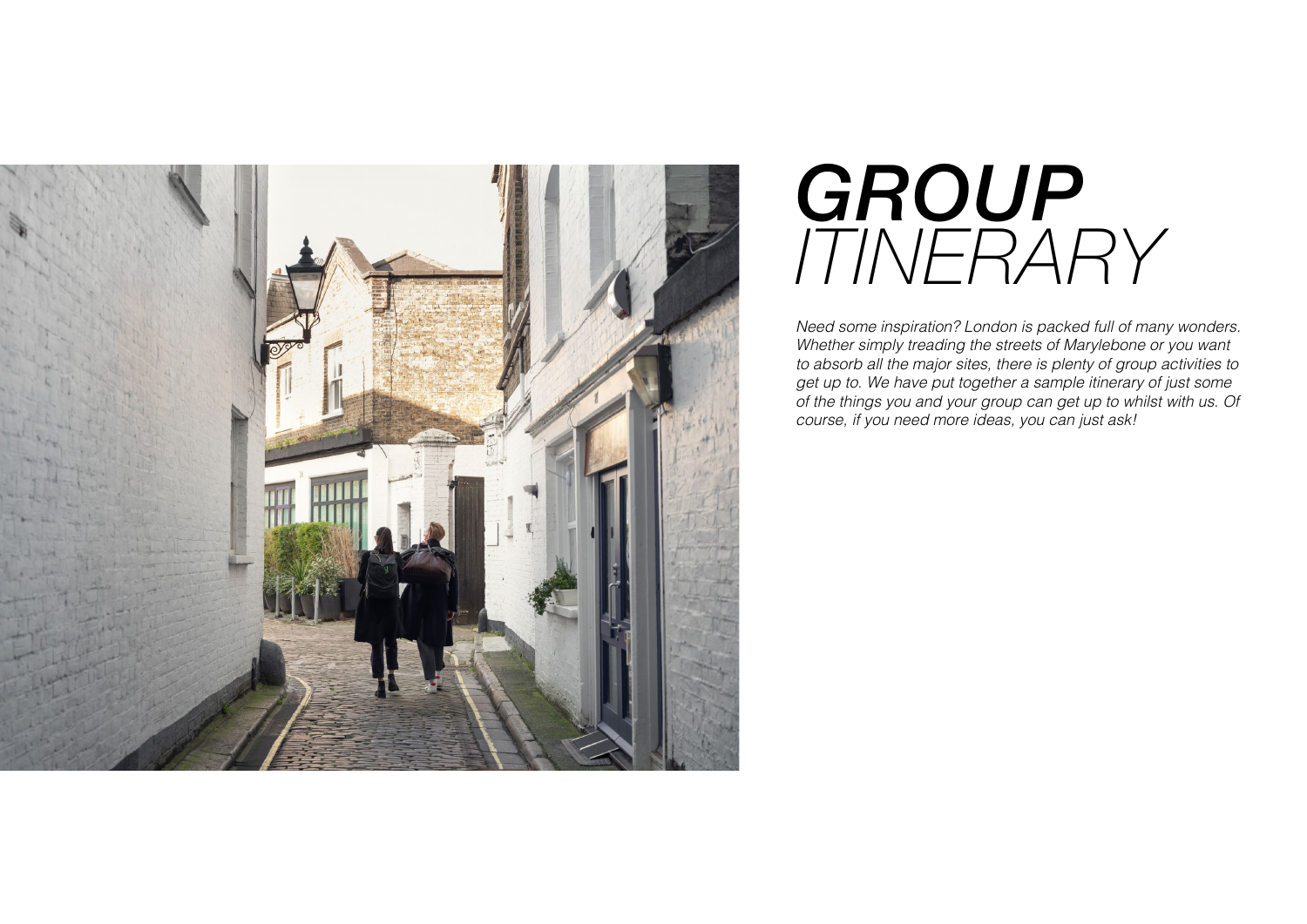# ***GROUP*** *ITINERARY*

*Need some inspiration? London is packed full of many wonders. Whether simply treading the streets of Marylebone or you want to absorb all the major sites, there is plenty of group activities to get up to. We have put together a sample itinerary of just some of the things you and your group can get up to whilst with us. Of course, if you need more ideas, you can just ask!*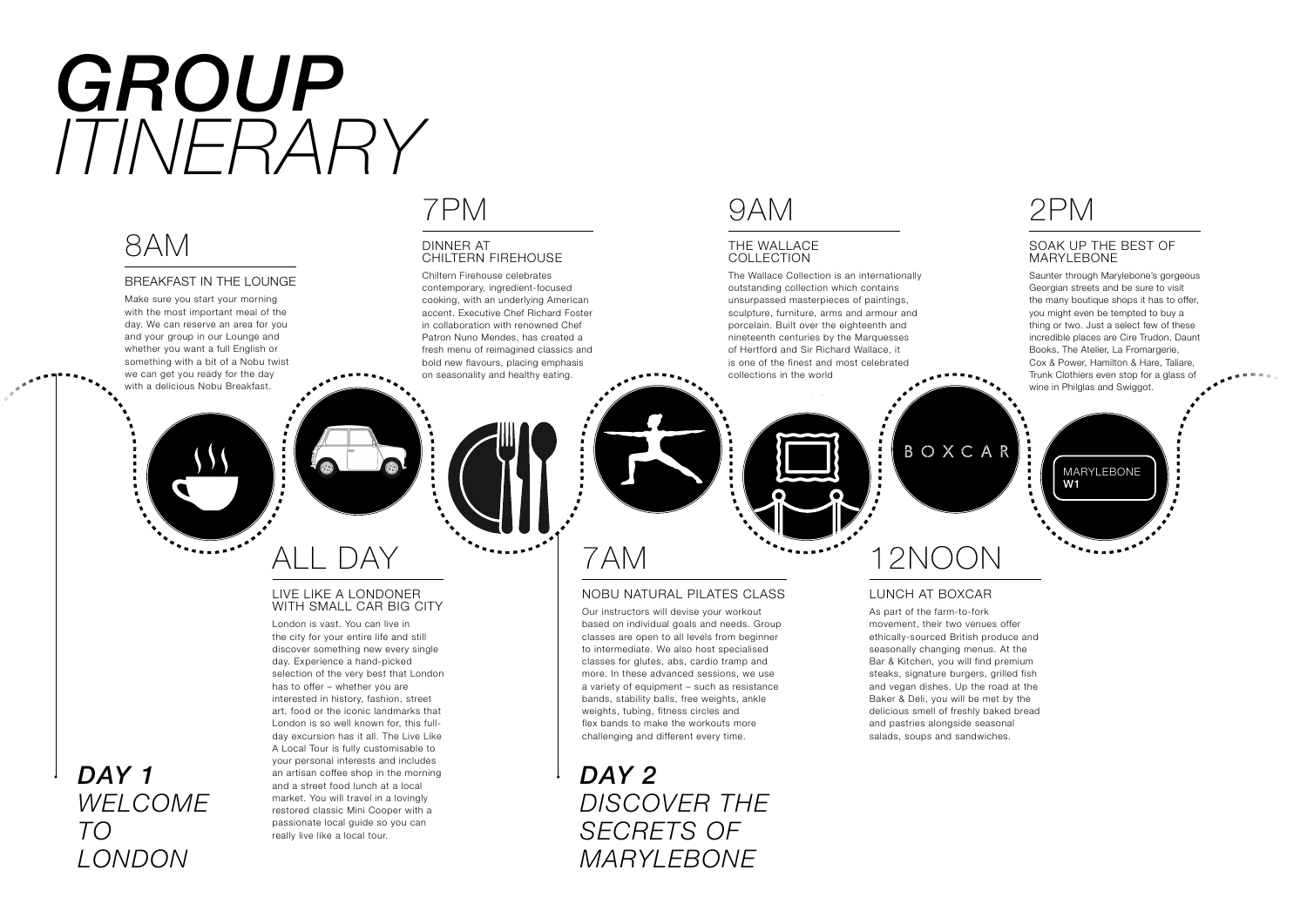# *GROUP ITINERARY*

## *DAY 1 WELCOME TO LONDON*

### 8AM

#### BREAKFAST IN THE LOUNGE

Make sure you start your morning with the most important meal of the day. We can reserve an area for you and your group in our Lounge and whether you want a full English or something with a bit of a Nobu twist we can get you ready for the day with a delicious Nobu Breakfast.

### ALL DAY

#### LIVE LIKE A LONDONER WITH SMALL CAR BIG CITY

London is vast. You can live in the city for your entire life and still discover something new every single day. Experience a hand-picked selection of the very best that London has to offer – whether you are interested in history, fashion, street art, food or the iconic landmarks that London is so well known for, this full-day excursion has it all. The Live Like A Local Tour is fully customisable to your personal interests and includes an artisan coffee shop in the morning and a street food lunch at a local market. You will travel in a lovingly restored classic Mini Cooper with a passionate local guide so you can really live like a local tour.

### 7PM

#### DINNER AT CHILTERN FIREHOUSE

Chiltern Firehouse celebrates contemporary, ingredient-focused cooking, with an underlying American accent. Executive Chef Richard Foster in collaboration with renowned Chef Patron Nuno Mendes, has created a fresh menu of reimagined classics and bold new flavours, placing emphasis on seasonality and healthy eating.

## *DAY 2 DISCOVER THE SECRETS OF MARYLEBONE*

### 7AM

#### NOBU NATURAL PILATES CLASS

Our instructors will devise your workout based on individual goals and needs. Group classes are open to all levels from beginner to intermediate. We also host specialised classes for glutes, abs, cardio tramp and more. In these advanced sessions, we use a variety of equipment – such as resistance bands, stability balls, free weights, ankle weights, tubing, fitness circles and flex bands to make the workouts more challenging and different every time.

### 9AM

#### THE WALLACE COLLECTION

The Wallace Collection is an internationally outstanding collection which contains unsurpassed masterpieces of paintings, sculpture, furniture, arms and armour and porcelain. Built over the eighteenth and nineteenth centuries by the Marquesses of Hertford and Sir Richard Wallace, it is one of the finest and most celebrated collections in the world

### 12NOON

#### LUNCH AT BOXCAR

As part of the farm-to-fork movement, their two venues offer ethically-sourced British produce and seasonally changing menus. At the Bar & Kitchen, you will find premium steaks, signature burgers, grilled fish and vegan dishes. Up the road at the Baker & Deli, you will be met by the delicious smell of freshly baked bread and pastries alongside seasonal salads, soups and sandwiches.

### 2PM

#### SOAK UP THE BEST OF MARYLEBONE

Saunter through Marylebone's gorgeous Georgian streets and be sure to visit the many boutique shops it has to offer, you might even be tempted to buy a thing or two. Just a select few of these incredible places are Cire Trudon, Daunt Books, The Atelier, La Fromargerie, Cox & Power, Hamilton & Hare, Taliare, Trunk Clothiers even stop for a glass of wine in Philglas and Swiggot.

BOXCAR

MARYLEBONE
**W1**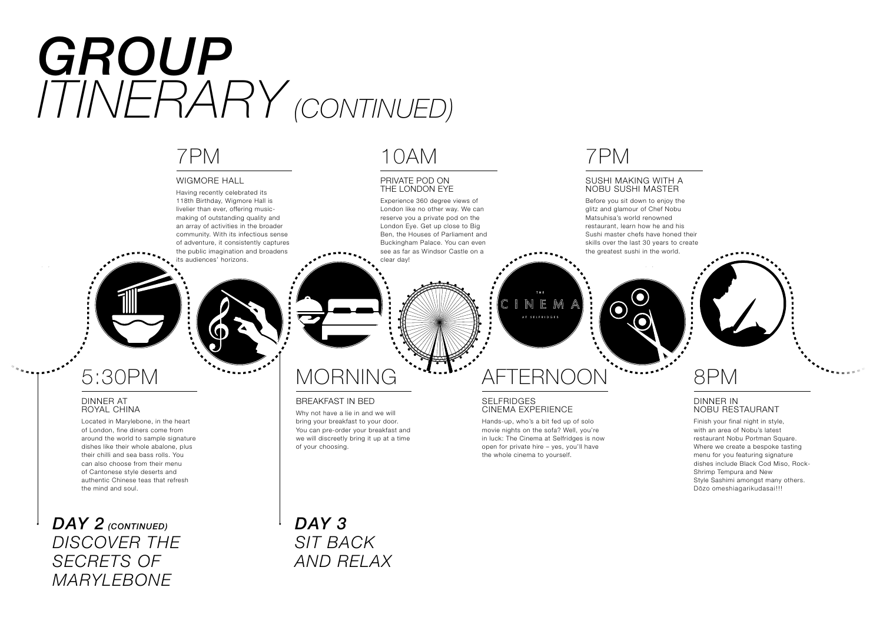# *GROUP ITINERARY (CONTINUED)*

## ***DAY 2 (CONTINUED)*** *DISCOVER THE SECRETS OF MARYLEBONE*

### 5:30PM

#### DINNER AT ROYAL CHINA

Located in Marylebone, in the heart of London, fine diners come from around the world to sample signature dishes like their whole abalone, plus their chilli and sea bass rolls. You can also choose from their menu of Cantonese style deserts and authentic Chinese teas that refresh the mind and soul.

### 7PM

#### WIGMORE HALL

Having recently celebrated its 118th Birthday, Wigmore Hall is livelier than ever, offering music-making of outstanding quality and an array of activities in the broader community. With its infectious sense of adventure, it consistently captures the public imagination and broadens its audiences' horizons.

## ***DAY 3*** *SIT BACK AND RELAX*

### MORNING

#### BREAKFAST IN BED

Why not have a lie in and we will bring your breakfast to your door. You can pre-order your breakfast and we will discreetly bring it up at a time of your choosing.

### 10AM

#### PRIVATE POD ON THE LONDON EYE

Experience 360 degree views of London like no other way. We can reserve you a private pod on the London Eye. Get up close to Big Ben, the Houses of Parliament and Buckingham Palace. You can even see as far as Windsor Castle on a clear day!

### AFTERNOON

#### SELFRIDGES CINEMA EXPERIENCE

Hands-up, who's a bit fed up of solo movie nights on the sofa? Well, you're in luck: The Cinema at Selfridges is now open for private hire – yes, you'll have the whole cinema to yourself.

### 7PM

#### SUSHI MAKING WITH A NOBU SUSHI MASTER

Before you sit down to enjoy the glitz and glamour of Chef Nobu Matsuhisa's world renowned restaurant, learn how he and his Sushi master chefs have honed their skills over the last 30 years to create the greatest sushi in the world.

### 8PM

#### DINNER IN NOBU RESTAURANT

Finish your final night in style, with an area of Nobu's latest restaurant Nobu Portman Square. Where we create a bespoke tasting menu for you featuring signature dishes include Black Cod Miso, Rock-Shrimp Tempura and New Style Sashimi amongst many others. Dōzo omeshiagarikudasai!!!